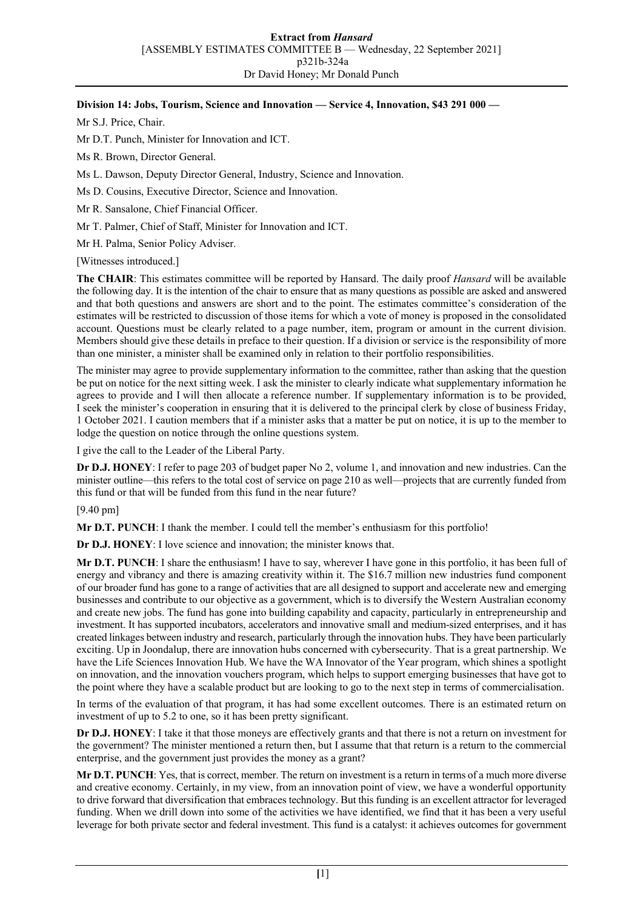**Division 14: Jobs, Tourism, Science and Innovation — Service 4, Innovation, $43 291 000 —**

Mr S.J. Price, Chair.

Mr D.T. Punch, Minister for Innovation and ICT.

Ms R. Brown, Director General.

Ms L. Dawson, Deputy Director General, Industry, Science and Innovation.

Ms D. Cousins, Executive Director, Science and Innovation.

Mr R. Sansalone, Chief Financial Officer.

Mr T. Palmer, Chief of Staff, Minister for Innovation and ICT.

Mr H. Palma, Senior Policy Adviser.

[Witnesses introduced.]

**The CHAIR**: This estimates committee will be reported by Hansard. The daily proof *Hansard* will be available the following day. It is the intention of the chair to ensure that as many questions as possible are asked and answered and that both questions and answers are short and to the point. The estimates committee's consideration of the estimates will be restricted to discussion of those items for which a vote of money is proposed in the consolidated account. Questions must be clearly related to a page number, item, program or amount in the current division. Members should give these details in preface to their question. If a division or service is the responsibility of more than one minister, a minister shall be examined only in relation to their portfolio responsibilities.

The minister may agree to provide supplementary information to the committee, rather than asking that the question be put on notice for the next sitting week. I ask the minister to clearly indicate what supplementary information he agrees to provide and I will then allocate a reference number. If supplementary information is to be provided, I seek the minister's cooperation in ensuring that it is delivered to the principal clerk by close of business Friday, 1 October 2021. I caution members that if a minister asks that a matter be put on notice, it is up to the member to lodge the question on notice through the online questions system.

I give the call to the Leader of the Liberal Party.

**Dr D.J. HONEY**: I refer to page 203 of budget paper No 2, volume 1, and innovation and new industries. Can the minister outline—this refers to the total cost of service on page 210 as well—projects that are currently funded from this fund or that will be funded from this fund in the near future?

[9.40 pm]

**Mr D.T. PUNCH**: I thank the member. I could tell the member's enthusiasm for this portfolio!

**Dr D.J. HONEY**: I love science and innovation; the minister knows that.

**Mr D.T. PUNCH**: I share the enthusiasm! I have to say, wherever I have gone in this portfolio, it has been full of energy and vibrancy and there is amazing creativity within it. The $16.7 million new industries fund component of our broader fund has gone to a range of activities that are all designed to support and accelerate new and emerging businesses and contribute to our objective as a government, which is to diversify the Western Australian economy and create new jobs. The fund has gone into building capability and capacity, particularly in entrepreneurship and investment. It has supported incubators, accelerators and innovative small and medium-sized enterprises, and it has created linkages between industry and research, particularly through the innovation hubs. They have been particularly exciting. Up in Joondalup, there are innovation hubs concerned with cybersecurity. That is a great partnership. We have the Life Sciences Innovation Hub. We have the WA Innovator of the Year program, which shines a spotlight on innovation, and the innovation vouchers program, which helps to support emerging businesses that have got to the point where they have a scalable product but are looking to go to the next step in terms of commercialisation.

In terms of the evaluation of that program, it has had some excellent outcomes. There is an estimated return on investment of up to 5.2 to one, so it has been pretty significant.

**Dr D.J. HONEY**: I take it that those moneys are effectively grants and that there is not a return on investment for the government? The minister mentioned a return then, but I assume that that return is a return to the commercial enterprise, and the government just provides the money as a grant?

**Mr D.T. PUNCH**: Yes, that is correct, member. The return on investment is a return in terms of a much more diverse and creative economy. Certainly, in my view, from an innovation point of view, we have a wonderful opportunity to drive forward that diversification that embraces technology. But this funding is an excellent attractor for leveraged funding. When we drill down into some of the activities we have identified, we find that it has been a very useful leverage for both private sector and federal investment. This fund is a catalyst: it achieves outcomes for government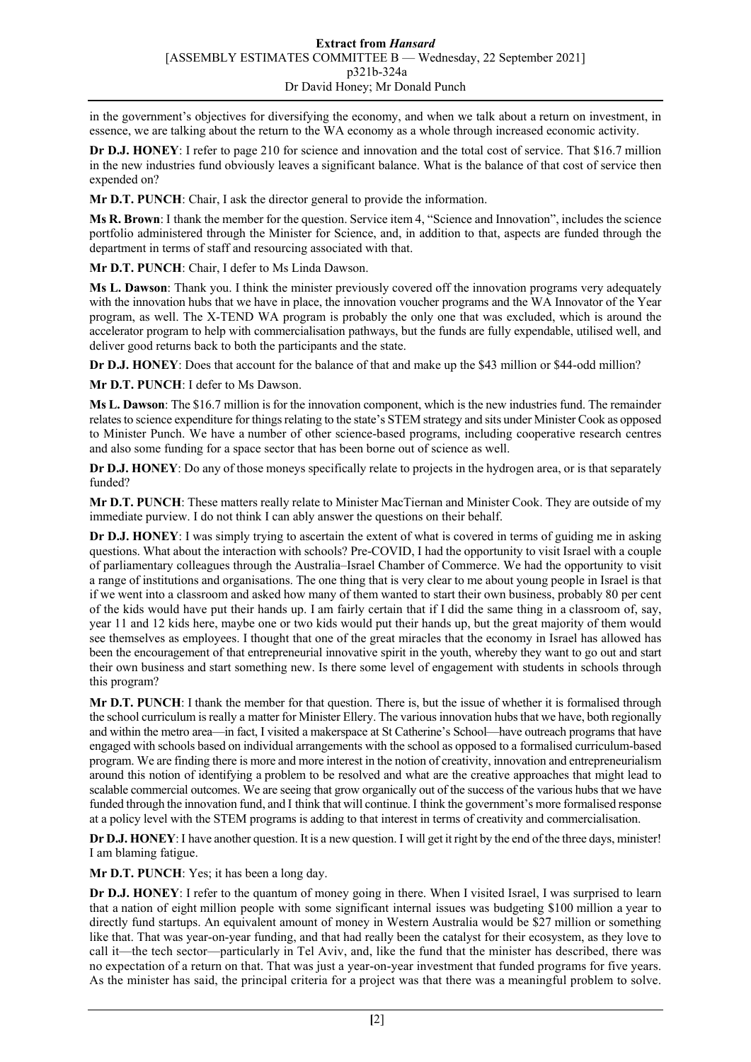in the government's objectives for diversifying the economy, and when we talk about a return on investment, in essence, we are talking about the return to the WA economy as a whole through increased economic activity.

**Dr D.J. HONEY**: I refer to page 210 for science and innovation and the total cost of service. That $16.7 million in the new industries fund obviously leaves a significant balance. What is the balance of that cost of service then expended on?

**Mr D.T. PUNCH**: Chair, I ask the director general to provide the information.

**Ms R. Brown**: I thank the member for the question. Service item 4, "Science and Innovation", includes the science portfolio administered through the Minister for Science, and, in addition to that, aspects are funded through the department in terms of staff and resourcing associated with that.

**Mr D.T. PUNCH**: Chair, I defer to Ms Linda Dawson.

**Ms L. Dawson**: Thank you. I think the minister previously covered off the innovation programs very adequately with the innovation hubs that we have in place, the innovation voucher programs and the WA Innovator of the Year program, as well. The X-TEND WA program is probably the only one that was excluded, which is around the accelerator program to help with commercialisation pathways, but the funds are fully expendable, utilised well, and deliver good returns back to both the participants and the state.

**Dr D.J. HONEY**: Does that account for the balance of that and make up the $43 million or $44-odd million?

**Mr D.T. PUNCH**: I defer to Ms Dawson.

**Ms L. Dawson**: The $16.7 million is for the innovation component, which is the new industries fund. The remainder relates to science expenditure for things relating to the state's STEM strategy and sits under Minister Cook as opposed to Minister Punch. We have a number of other science-based programs, including cooperative research centres and also some funding for a space sector that has been borne out of science as well.

**Dr D.J. HONEY**: Do any of those moneys specifically relate to projects in the hydrogen area, or is that separately funded?

**Mr D.T. PUNCH**: These matters really relate to Minister MacTiernan and Minister Cook. They are outside of my immediate purview. I do not think I can ably answer the questions on their behalf.

**Dr D.J. HONEY**: I was simply trying to ascertain the extent of what is covered in terms of guiding me in asking questions. What about the interaction with schools? Pre-COVID, I had the opportunity to visit Israel with a couple of parliamentary colleagues through the Australia–Israel Chamber of Commerce. We had the opportunity to visit a range of institutions and organisations. The one thing that is very clear to me about young people in Israel is that if we went into a classroom and asked how many of them wanted to start their own business, probably 80 per cent of the kids would have put their hands up. I am fairly certain that if I did the same thing in a classroom of, say, year 11 and 12 kids here, maybe one or two kids would put their hands up, but the great majority of them would see themselves as employees. I thought that one of the great miracles that the economy in Israel has allowed has been the encouragement of that entrepreneurial innovative spirit in the youth, whereby they want to go out and start their own business and start something new. Is there some level of engagement with students in schools through this program?

**Mr D.T. PUNCH**: I thank the member for that question. There is, but the issue of whether it is formalised through the school curriculum is really a matter for Minister Ellery. The various innovation hubs that we have, both regionally and within the metro area—in fact, I visited a makerspace at St Catherine's School—have outreach programs that have engaged with schools based on individual arrangements with the school as opposed to a formalised curriculum-based program. We are finding there is more and more interest in the notion of creativity, innovation and entrepreneurialism around this notion of identifying a problem to be resolved and what are the creative approaches that might lead to scalable commercial outcomes. We are seeing that grow organically out of the success of the various hubs that we have funded through the innovation fund, and I think that will continue. I think the government's more formalised response at a policy level with the STEM programs is adding to that interest in terms of creativity and commercialisation.

**Dr D.J. HONEY**: I have another question. It is a new question. I will get it right by the end of the three days, minister! I am blaming fatigue.

**Mr D.T. PUNCH**: Yes; it has been a long day.

**Dr D.J. HONEY**: I refer to the quantum of money going in there. When I visited Israel, I was surprised to learn that a nation of eight million people with some significant internal issues was budgeting $100 million a year to directly fund startups. An equivalent amount of money in Western Australia would be $27 million or something like that. That was year-on-year funding, and that had really been the catalyst for their ecosystem, as they love to call it—the tech sector—particularly in Tel Aviv, and, like the fund that the minister has described, there was no expectation of a return on that. That was just a year-on-year investment that funded programs for five years. As the minister has said, the principal criteria for a project was that there was a meaningful problem to solve.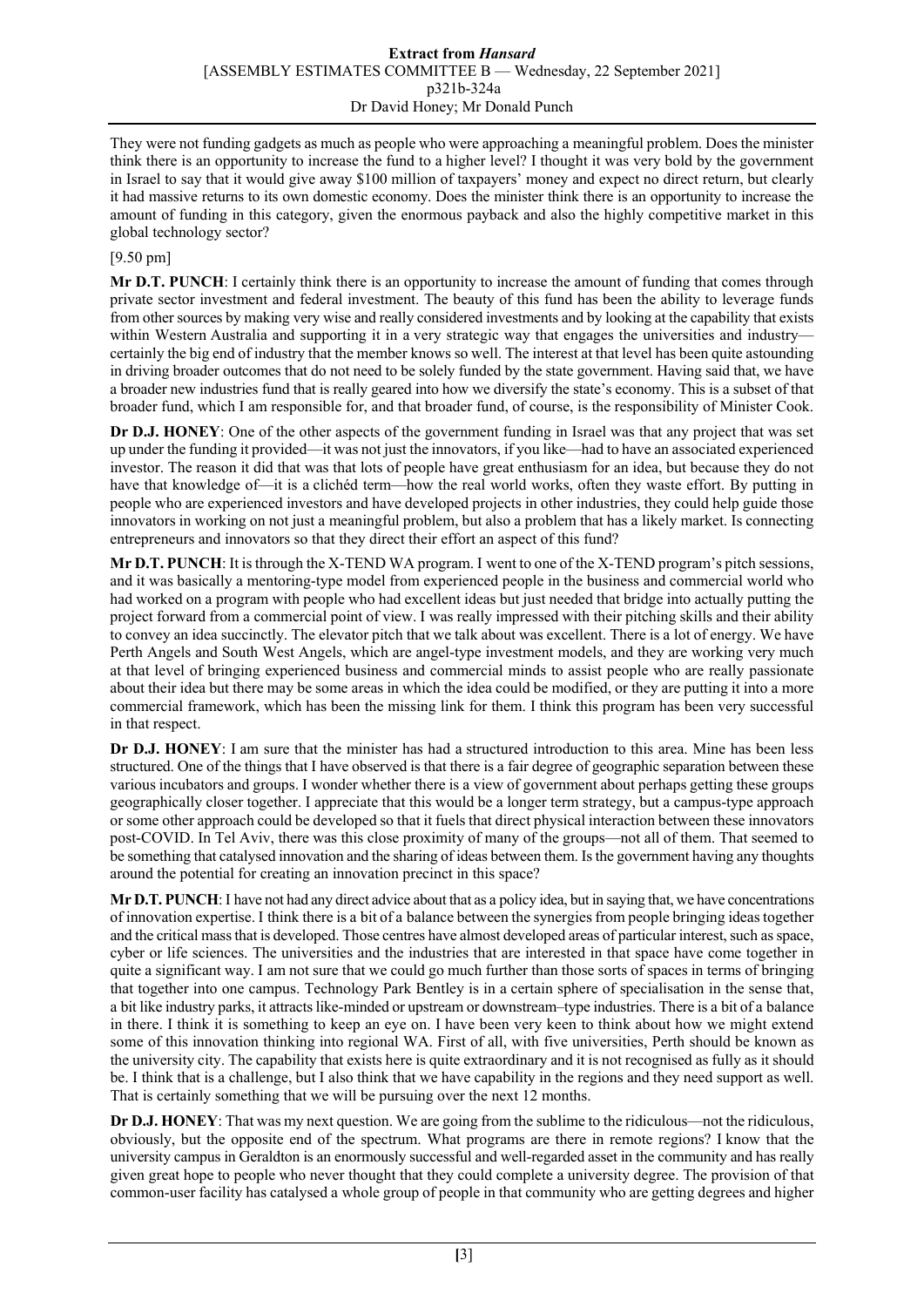They were not funding gadgets as much as people who were approaching a meaningful problem. Does the minister think there is an opportunity to increase the fund to a higher level? I thought it was very bold by the government in Israel to say that it would give away $100 million of taxpayers' money and expect no direct return, but clearly it had massive returns to its own domestic economy. Does the minister think there is an opportunity to increase the amount of funding in this category, given the enormous payback and also the highly competitive market in this global technology sector?

[9.50 pm]

**Mr D.T. PUNCH**: I certainly think there is an opportunity to increase the amount of funding that comes through private sector investment and federal investment. The beauty of this fund has been the ability to leverage funds from other sources by making very wise and really considered investments and by looking at the capability that exists within Western Australia and supporting it in a very strategic way that engages the universities and industry—certainly the big end of industry that the member knows so well. The interest at that level has been quite astounding in driving broader outcomes that do not need to be solely funded by the state government. Having said that, we have a broader new industries fund that is really geared into how we diversify the state's economy. This is a subset of that broader fund, which I am responsible for, and that broader fund, of course, is the responsibility of Minister Cook.

**Dr D.J. HONEY**: One of the other aspects of the government funding in Israel was that any project that was set up under the funding it provided—it was not just the innovators, if you like—had to have an associated experienced investor. The reason it did that was that lots of people have great enthusiasm for an idea, but because they do not have that knowledge of—it is a clichéd term—how the real world works, often they waste effort. By putting in people who are experienced investors and have developed projects in other industries, they could help guide those innovators in working on not just a meaningful problem, but also a problem that has a likely market. Is connecting entrepreneurs and innovators so that they direct their effort an aspect of this fund?

**Mr D.T. PUNCH**: It is through the X-TEND WA program. I went to one of the X-TEND program's pitch sessions, and it was basically a mentoring-type model from experienced people in the business and commercial world who had worked on a program with people who had excellent ideas but just needed that bridge into actually putting the project forward from a commercial point of view. I was really impressed with their pitching skills and their ability to convey an idea succinctly. The elevator pitch that we talk about was excellent. There is a lot of energy. We have Perth Angels and South West Angels, which are angel-type investment models, and they are working very much at that level of bringing experienced business and commercial minds to assist people who are really passionate about their idea but there may be some areas in which the idea could be modified, or they are putting it into a more commercial framework, which has been the missing link for them. I think this program has been very successful in that respect.

**Dr D.J. HONEY**: I am sure that the minister has had a structured introduction to this area. Mine has been less structured. One of the things that I have observed is that there is a fair degree of geographic separation between these various incubators and groups. I wonder whether there is a view of government about perhaps getting these groups geographically closer together. I appreciate that this would be a longer term strategy, but a campus-type approach or some other approach could be developed so that it fuels that direct physical interaction between these innovators post-COVID. In Tel Aviv, there was this close proximity of many of the groups—not all of them. That seemed to be something that catalysed innovation and the sharing of ideas between them. Is the government having any thoughts around the potential for creating an innovation precinct in this space?

**Mr D.T. PUNCH**: I have not had any direct advice about that as a policy idea, but in saying that, we have concentrations of innovation expertise. I think there is a bit of a balance between the synergies from people bringing ideas together and the critical mass that is developed. Those centres have almost developed areas of particular interest, such as space, cyber or life sciences. The universities and the industries that are interested in that space have come together in quite a significant way. I am not sure that we could go much further than those sorts of spaces in terms of bringing that together into one campus. Technology Park Bentley is in a certain sphere of specialisation in the sense that, a bit like industry parks, it attracts like-minded or upstream or downstream–type industries. There is a bit of a balance in there. I think it is something to keep an eye on. I have been very keen to think about how we might extend some of this innovation thinking into regional WA. First of all, with five universities, Perth should be known as the university city. The capability that exists here is quite extraordinary and it is not recognised as fully as it should be. I think that is a challenge, but I also think that we have capability in the regions and they need support as well. That is certainly something that we will be pursuing over the next 12 months.

**Dr D.J. HONEY**: That was my next question. We are going from the sublime to the ridiculous—not the ridiculous, obviously, but the opposite end of the spectrum. What programs are there in remote regions? I know that the university campus in Geraldton is an enormously successful and well-regarded asset in the community and has really given great hope to people who never thought that they could complete a university degree. The provision of that common-user facility has catalysed a whole group of people in that community who are getting degrees and higher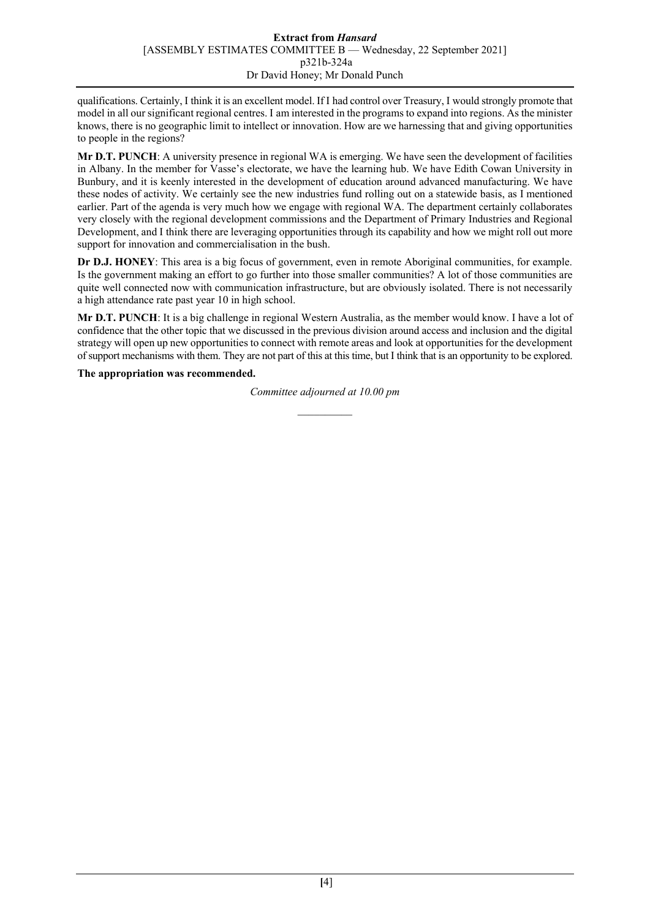qualifications. Certainly, I think it is an excellent model. If I had control over Treasury, I would strongly promote that model in all our significant regional centres. I am interested in the programs to expand into regions. As the minister knows, there is no geographic limit to intellect or innovation. How are we harnessing that and giving opportunities to people in the regions?

**Mr D.T. PUNCH**: A university presence in regional WA is emerging. We have seen the development of facilities in Albany. In the member for Vasse's electorate, we have the learning hub. We have Edith Cowan University in Bunbury, and it is keenly interested in the development of education around advanced manufacturing. We have these nodes of activity. We certainly see the new industries fund rolling out on a statewide basis, as I mentioned earlier. Part of the agenda is very much how we engage with regional WA. The department certainly collaborates very closely with the regional development commissions and the Department of Primary Industries and Regional Development, and I think there are leveraging opportunities through its capability and how we might roll out more support for innovation and commercialisation in the bush.

**Dr D.J. HONEY**: This area is a big focus of government, even in remote Aboriginal communities, for example. Is the government making an effort to go further into those smaller communities? A lot of those communities are quite well connected now with communication infrastructure, but are obviously isolated. There is not necessarily a high attendance rate past year 10 in high school.

**Mr D.T. PUNCH**: It is a big challenge in regional Western Australia, as the member would know. I have a lot of confidence that the other topic that we discussed in the previous division around access and inclusion and the digital strategy will open up new opportunities to connect with remote areas and look at opportunities for the development of support mechanisms with them. They are not part of this at this time, but I think that is an opportunity to be explored.

**The appropriation was recommended.**

*Committee adjourned at 10.00 pm*